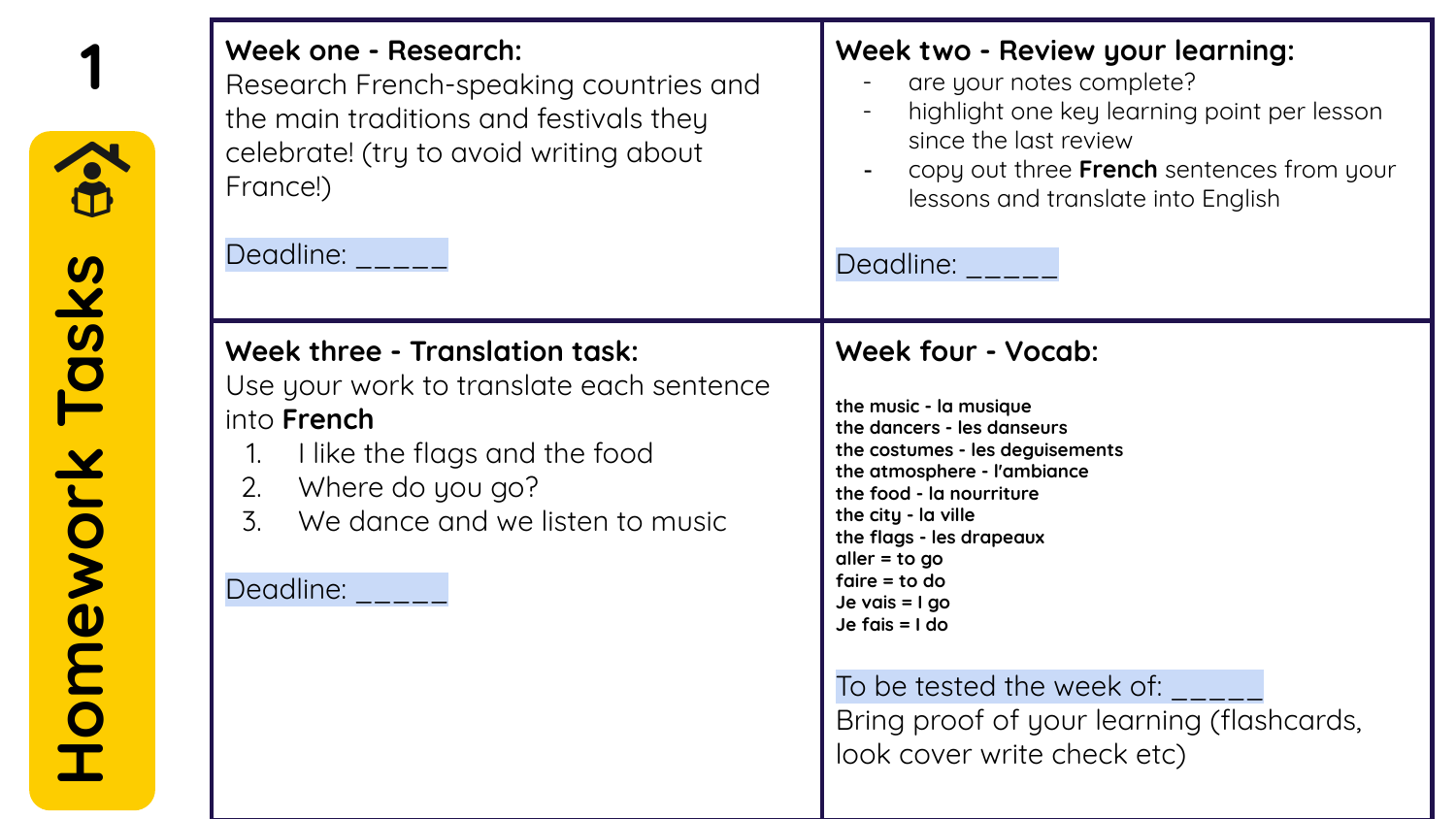# 1 Homework Tasks

## Week one - Research:

Research French-speaking countries and the main traditions and festivals they celebrate! (try to avoid writing about France!)

Deadline: _____

## Week two - Review your learning:

- are your notes complete?
- highlight one key learning point per lesson since the last review
- copy out three **French** sentences from your lessons and translate into English

Deadline: _____

## Week three - Translation task:

Use your work to translate each sentence into **French**

1. I like the flags and the food
2. Where do you go?
3. We dance and we listen to music

Deadline: _____

## Week four - Vocab:

**the music - la musique**
**the dancers - les danseurs**
**the costumes - les deguisements**
**the atmosphere - l'ambiance**
**the food - la nourriture**
**the city - la ville**
**the flags - les drapeaux**
**aller = to go**
**faire = to do**
**Je vais = I go**
**Je fais = I do**

To be tested the week of: _____

Bring proof of your learning (flashcards, look cover write check etc)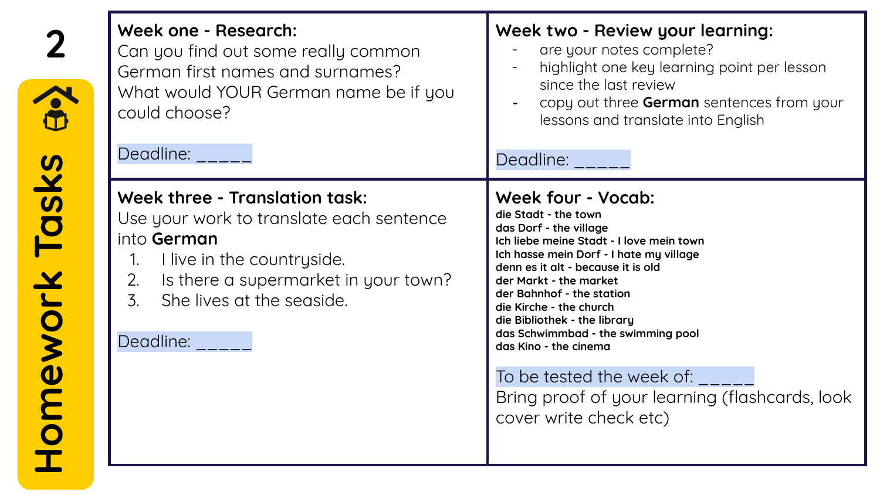# Homework Tasks

## Week one - Research:

Can you find out some really common German first names and surnames?
What would YOUR German name be if you could choose?

Deadline: _____

## Week two - Review your learning:

- are your notes complete?
- highlight one key learning point per lesson since the last review
- copy out three **German** sentences from your lessons and translate into English

Deadline: _____

## Week three - Translation task:

Use your work to translate each sentence into **German**

1. I live in the countryside.
2. Is there a supermarket in your town?
3. She lives at the seaside.

Deadline: _____

## Week four - Vocab:

**die Stadt - the town**
**das Dorf - the village**
**Ich liebe meine Stadt - I love mein town**
**Ich hasse mein Dorf - I hate my village**
**denn es ist alt - because it is old**
**der Markt - the market**
**der Bahnhof - the station**
**die Kirche - the church**
**die Bibliothek - the library**
**das Schwimmbad - the swimming pool**
**das Kino - the cinema**

To be tested the week of: _____

Bring proof of your learning (flashcards, look cover write check etc)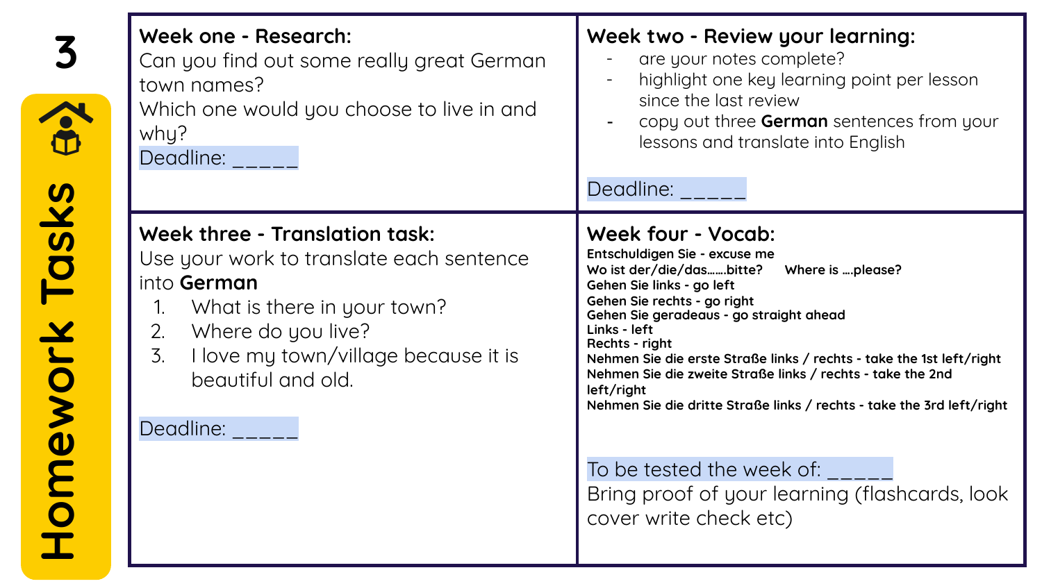# Homework Tasks 3

## Week one - Research:

Can you find out some really great German town names?
Which one would you choose to live in and why?

Deadline: _____

## Week two - Review your learning:

- are your notes complete?
- highlight one key learning point per lesson since the last review
- copy out three **German** sentences from your lessons and translate into English

Deadline: _____

## Week three - Translation task:

Use your work to translate each sentence into **German**

1. What is there in your town?
2. Where do you live?
3. I love my town/village because it is beautiful and old.

Deadline: _____

## Week four - Vocab:

**Entschuldigen Sie - excuse me**
**Wo ist der/die/das……bitte? Where is ….please?**
**Gehen Sie links - go left**
**Gehen Sie rechts - go right**
**Gehen Sie geradeaus - go straight ahead**
**Links - left**
**Rechts - right**
**Nehmen Sie die erste Straße links / rechts - take the 1st left/right**
**Nehmen Sie die zweite Straße links / rechts - take the 2nd left/right**
**Nehmen Sie die dritte Straße links / rechts - take the 3rd left/right**

To be tested the week of: _____
Bring proof of your learning (flashcards, look cover write check etc)